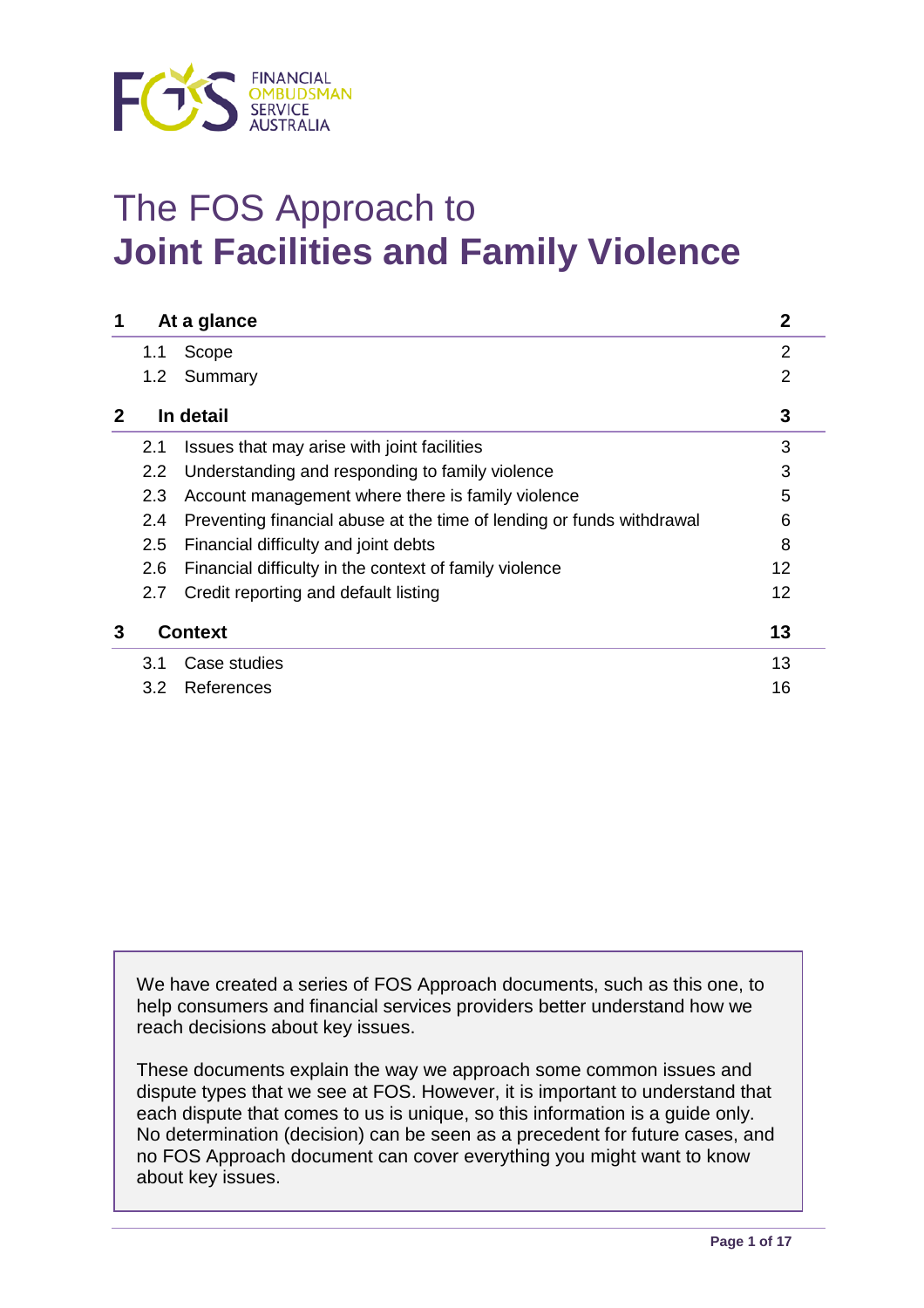FINANCIAL OMBUDSMAN SERVICE AUSTRALIA

# The FOS Approach to **Joint Facilities and Family Violence**

| | | |
|---|---|---|
| **1** | **At a glance** | **2** |
| 1.1 | Scope | 2 |
| 1.2 | Summary | 2 |
| **2** | **In detail** | **3** |
| 2.1 | Issues that may arise with joint facilities | 3 |
| 2.2 | Understanding and responding to family violence | 3 |
| 2.3 | Account management where there is family violence | 5 |
| 2.4 | Preventing financial abuse at the time of lending or funds withdrawal | 6 |
| 2.5 | Financial difficulty and joint debts | 8 |
| 2.6 | Financial difficulty in the context of family violence | 12 |
| 2.7 | Credit reporting and default listing | 12 |
| **3** | **Context** | **13** |
| 3.1 | Case studies | 13 |
| 3.2 | References | 16 |

We have created a series of FOS Approach documents, such as this one, to help consumers and financial services providers better understand how we reach decisions about key issues.

These documents explain the way we approach some common issues and dispute types that we see at FOS. However, it is important to understand that each dispute that comes to us is unique, so this information is a guide only. No determination (decision) can be seen as a precedent for future cases, and no FOS Approach document can cover everything you might want to know about key issues.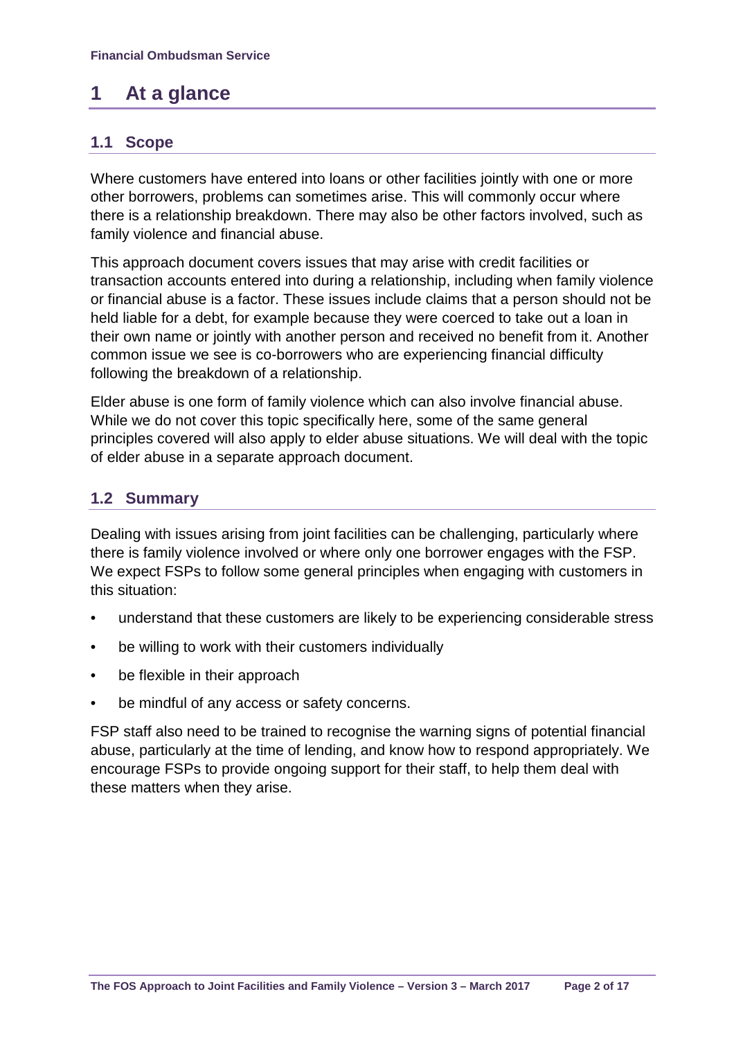# 1 At a glance

## 1.1 Scope

Where customers have entered into loans or other facilities jointly with one or more other borrowers, problems can sometimes arise. This will commonly occur where there is a relationship breakdown. There may also be other factors involved, such as family violence and financial abuse.

This approach document covers issues that may arise with credit facilities or transaction accounts entered into during a relationship, including when family violence or financial abuse is a factor. These issues include claims that a person should not be held liable for a debt, for example because they were coerced to take out a loan in their own name or jointly with another person and received no benefit from it. Another common issue we see is co-borrowers who are experiencing financial difficulty following the breakdown of a relationship.

Elder abuse is one form of family violence which can also involve financial abuse. While we do not cover this topic specifically here, some of the same general principles covered will also apply to elder abuse situations. We will deal with the topic of elder abuse in a separate approach document.

## 1.2 Summary

Dealing with issues arising from joint facilities can be challenging, particularly where there is family violence involved or where only one borrower engages with the FSP. We expect FSPs to follow some general principles when engaging with customers in this situation:

- understand that these customers are likely to be experiencing considerable stress
- be willing to work with their customers individually
- be flexible in their approach
- be mindful of any access or safety concerns.

FSP staff also need to be trained to recognise the warning signs of potential financial abuse, particularly at the time of lending, and know how to respond appropriately. We encourage FSPs to provide ongoing support for their staff, to help them deal with these matters when they arise.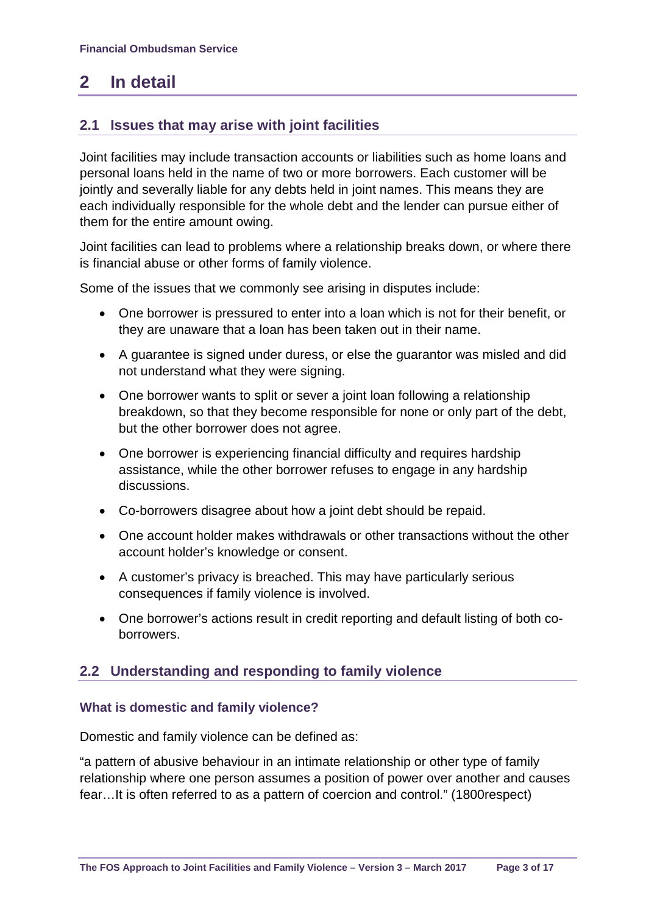# 2 In detail

## 2.1 Issues that may arise with joint facilities

Joint facilities may include transaction accounts or liabilities such as home loans and personal loans held in the name of two or more borrowers. Each customer will be jointly and severally liable for any debts held in joint names. This means they are each individually responsible for the whole debt and the lender can pursue either of them for the entire amount owing.

Joint facilities can lead to problems where a relationship breaks down, or where there is financial abuse or other forms of family violence.

Some of the issues that we commonly see arising in disputes include:

- One borrower is pressured to enter into a loan which is not for their benefit, or they are unaware that a loan has been taken out in their name.
- A guarantee is signed under duress, or else the guarantor was misled and did not understand what they were signing.
- One borrower wants to split or sever a joint loan following a relationship breakdown, so that they become responsible for none or only part of the debt, but the other borrower does not agree.
- One borrower is experiencing financial difficulty and requires hardship assistance, while the other borrower refuses to engage in any hardship discussions.
- Co-borrowers disagree about how a joint debt should be repaid.
- One account holder makes withdrawals or other transactions without the other account holder's knowledge or consent.
- A customer's privacy is breached. This may have particularly serious consequences if family violence is involved.
- One borrower's actions result in credit reporting and default listing of both co-borrowers.

## 2.2 Understanding and responding to family violence

### What is domestic and family violence?

Domestic and family violence can be defined as:

"a pattern of abusive behaviour in an intimate relationship or other type of family relationship where one person assumes a position of power over another and causes fear…It is often referred to as a pattern of coercion and control." (1800respect)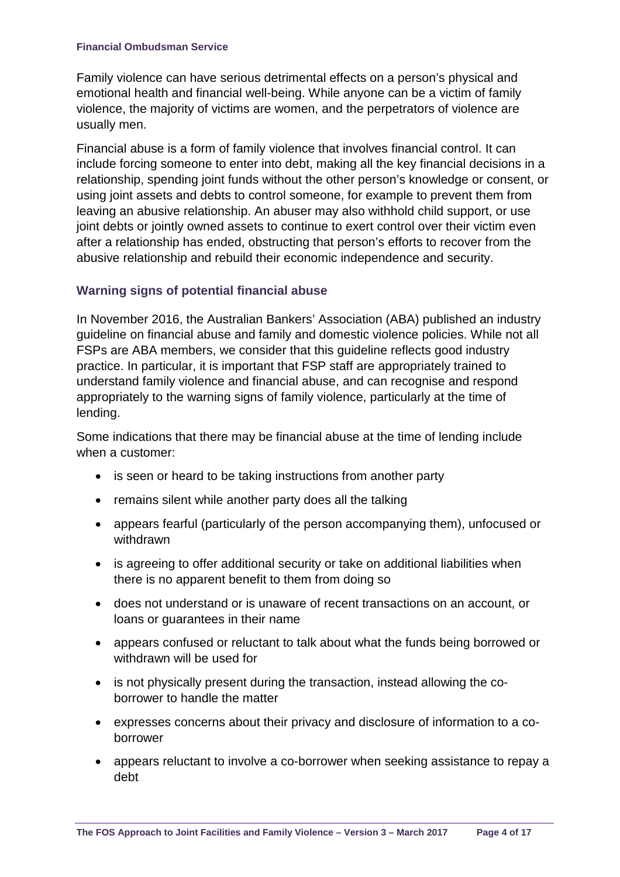Family violence can have serious detrimental effects on a person's physical and emotional health and financial well-being. While anyone can be a victim of family violence, the majority of victims are women, and the perpetrators of violence are usually men.

Financial abuse is a form of family violence that involves financial control. It can include forcing someone to enter into debt, making all the key financial decisions in a relationship, spending joint funds without the other person's knowledge or consent, or using joint assets and debts to control someone, for example to prevent them from leaving an abusive relationship. An abuser may also withhold child support, or use joint debts or jointly owned assets to continue to exert control over their victim even after a relationship has ended, obstructing that person's efforts to recover from the abusive relationship and rebuild their economic independence and security.

### Warning signs of potential financial abuse

In November 2016, the Australian Bankers' Association (ABA) published an industry guideline on financial abuse and family and domestic violence policies. While not all FSPs are ABA members, we consider that this guideline reflects good industry practice. In particular, it is important that FSP staff are appropriately trained to understand family violence and financial abuse, and can recognise and respond appropriately to the warning signs of family violence, particularly at the time of lending.

Some indications that there may be financial abuse at the time of lending include when a customer:

- is seen or heard to be taking instructions from another party
- remains silent while another party does all the talking
- appears fearful (particularly of the person accompanying them), unfocused or withdrawn
- is agreeing to offer additional security or take on additional liabilities when there is no apparent benefit to them from doing so
- does not understand or is unaware of recent transactions on an account, or loans or guarantees in their name
- appears confused or reluctant to talk about what the funds being borrowed or withdrawn will be used for
- is not physically present during the transaction, instead allowing the co-borrower to handle the matter
- expresses concerns about their privacy and disclosure of information to a co-borrower
- appears reluctant to involve a co-borrower when seeking assistance to repay a debt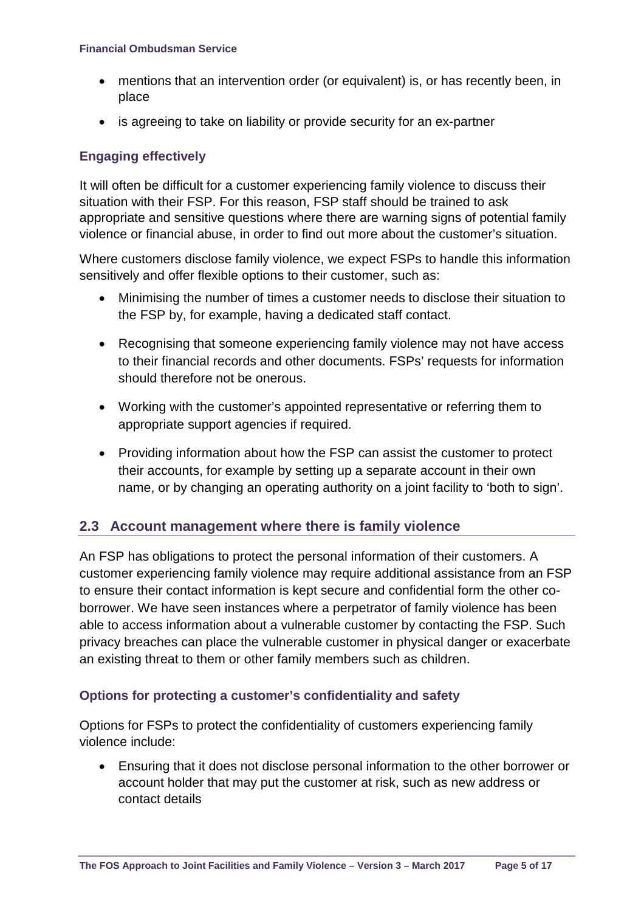- mentions that an intervention order (or equivalent) is, or has recently been, in place
- is agreeing to take on liability or provide security for an ex-partner

### Engaging effectively

It will often be difficult for a customer experiencing family violence to discuss their situation with their FSP. For this reason, FSP staff should be trained to ask appropriate and sensitive questions where there are warning signs of potential family violence or financial abuse, in order to find out more about the customer's situation.

Where customers disclose family violence, we expect FSPs to handle this information sensitively and offer flexible options to their customer, such as:

- Minimising the number of times a customer needs to disclose their situation to the FSP by, for example, having a dedicated staff contact.
- Recognising that someone experiencing family violence may not have access to their financial records and other documents. FSPs' requests for information should therefore not be onerous.
- Working with the customer's appointed representative or referring them to appropriate support agencies if required.
- Providing information about how the FSP can assist the customer to protect their accounts, for example by setting up a separate account in their own name, or by changing an operating authority on a joint facility to 'both to sign'.

## 2.3 Account management where there is family violence

An FSP has obligations to protect the personal information of their customers. A customer experiencing family violence may require additional assistance from an FSP to ensure their contact information is kept secure and confidential form the other co-borrower. We have seen instances where a perpetrator of family violence has been able to access information about a vulnerable customer by contacting the FSP. Such privacy breaches can place the vulnerable customer in physical danger or exacerbate an existing threat to them or other family members such as children.

### Options for protecting a customer's confidentiality and safety

Options for FSPs to protect the confidentiality of customers experiencing family violence include:

- Ensuring that it does not disclose personal information to the other borrower or account holder that may put the customer at risk, such as new address or contact details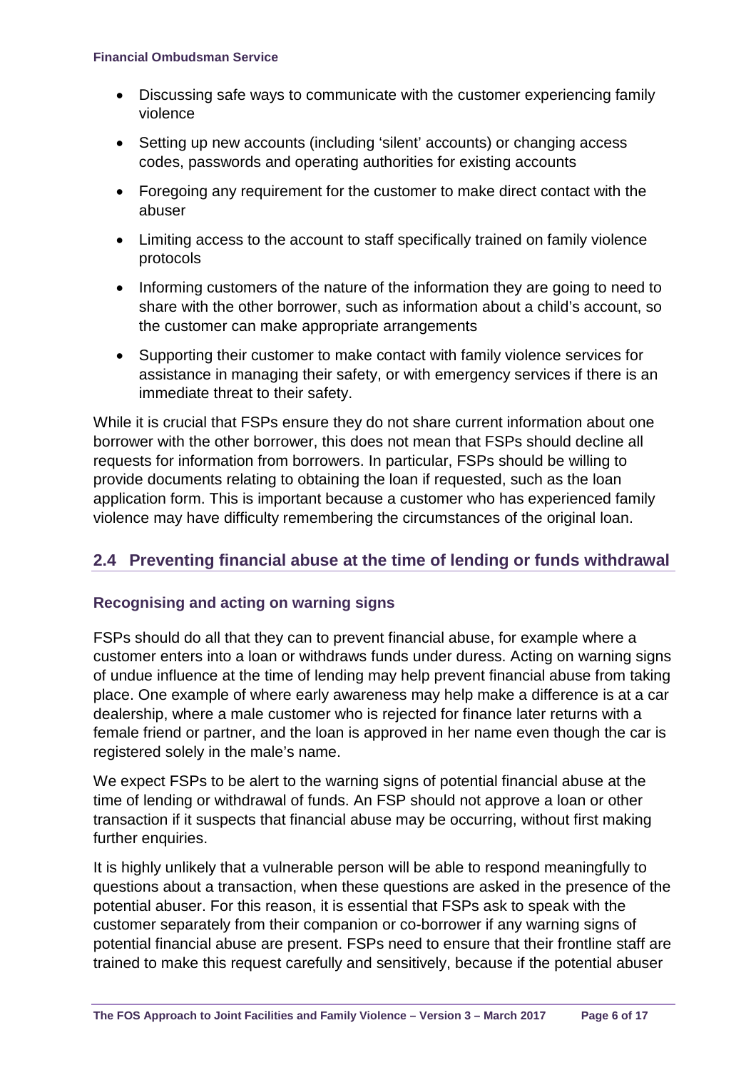- Discussing safe ways to communicate with the customer experiencing family violence
- Setting up new accounts (including 'silent' accounts) or changing access codes, passwords and operating authorities for existing accounts
- Foregoing any requirement for the customer to make direct contact with the abuser
- Limiting access to the account to staff specifically trained on family violence protocols
- Informing customers of the nature of the information they are going to need to share with the other borrower, such as information about a child's account, so the customer can make appropriate arrangements
- Supporting their customer to make contact with family violence services for assistance in managing their safety, or with emergency services if there is an immediate threat to their safety.

While it is crucial that FSPs ensure they do not share current information about one borrower with the other borrower, this does not mean that FSPs should decline all requests for information from borrowers. In particular, FSPs should be willing to provide documents relating to obtaining the loan if requested, such as the loan application form. This is important because a customer who has experienced family violence may have difficulty remembering the circumstances of the original loan.

## 2.4 Preventing financial abuse at the time of lending or funds withdrawal

### Recognising and acting on warning signs

FSPs should do all that they can to prevent financial abuse, for example where a customer enters into a loan or withdraws funds under duress. Acting on warning signs of undue influence at the time of lending may help prevent financial abuse from taking place. One example of where early awareness may help make a difference is at a car dealership, where a male customer who is rejected for finance later returns with a female friend or partner, and the loan is approved in her name even though the car is registered solely in the male's name.

We expect FSPs to be alert to the warning signs of potential financial abuse at the time of lending or withdrawal of funds. An FSP should not approve a loan or other transaction if it suspects that financial abuse may be occurring, without first making further enquiries.

It is highly unlikely that a vulnerable person will be able to respond meaningfully to questions about a transaction, when these questions are asked in the presence of the potential abuser. For this reason, it is essential that FSPs ask to speak with the customer separately from their companion or co-borrower if any warning signs of potential financial abuse are present. FSPs need to ensure that their frontline staff are trained to make this request carefully and sensitively, because if the potential abuser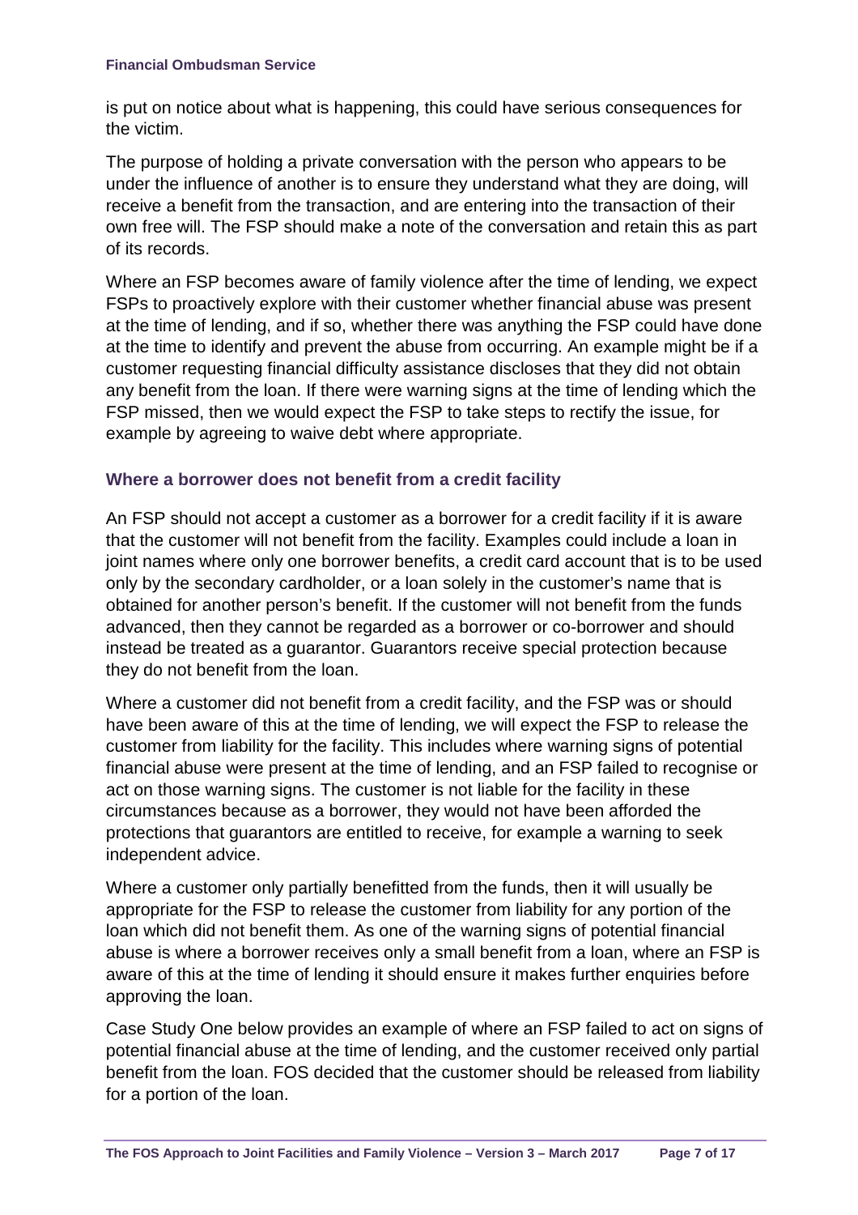is put on notice about what is happening, this could have serious consequences for the victim.

The purpose of holding a private conversation with the person who appears to be under the influence of another is to ensure they understand what they are doing, will receive a benefit from the transaction, and are entering into the transaction of their own free will. The FSP should make a note of the conversation and retain this as part of its records.

Where an FSP becomes aware of family violence after the time of lending, we expect FSPs to proactively explore with their customer whether financial abuse was present at the time of lending, and if so, whether there was anything the FSP could have done at the time to identify and prevent the abuse from occurring. An example might be if a customer requesting financial difficulty assistance discloses that they did not obtain any benefit from the loan. If there were warning signs at the time of lending which the FSP missed, then we would expect the FSP to take steps to rectify the issue, for example by agreeing to waive debt where appropriate.

### Where a borrower does not benefit from a credit facility

An FSP should not accept a customer as a borrower for a credit facility if it is aware that the customer will not benefit from the facility. Examples could include a loan in joint names where only one borrower benefits, a credit card account that is to be used only by the secondary cardholder, or a loan solely in the customer's name that is obtained for another person's benefit. If the customer will not benefit from the funds advanced, then they cannot be regarded as a borrower or co-borrower and should instead be treated as a guarantor. Guarantors receive special protection because they do not benefit from the loan.

Where a customer did not benefit from a credit facility, and the FSP was or should have been aware of this at the time of lending, we will expect the FSP to release the customer from liability for the facility. This includes where warning signs of potential financial abuse were present at the time of lending, and an FSP failed to recognise or act on those warning signs. The customer is not liable for the facility in these circumstances because as a borrower, they would not have been afforded the protections that guarantors are entitled to receive, for example a warning to seek independent advice.

Where a customer only partially benefitted from the funds, then it will usually be appropriate for the FSP to release the customer from liability for any portion of the loan which did not benefit them. As one of the warning signs of potential financial abuse is where a borrower receives only a small benefit from a loan, where an FSP is aware of this at the time of lending it should ensure it makes further enquiries before approving the loan.

Case Study One below provides an example of where an FSP failed to act on signs of potential financial abuse at the time of lending, and the customer received only partial benefit from the loan. FOS decided that the customer should be released from liability for a portion of the loan.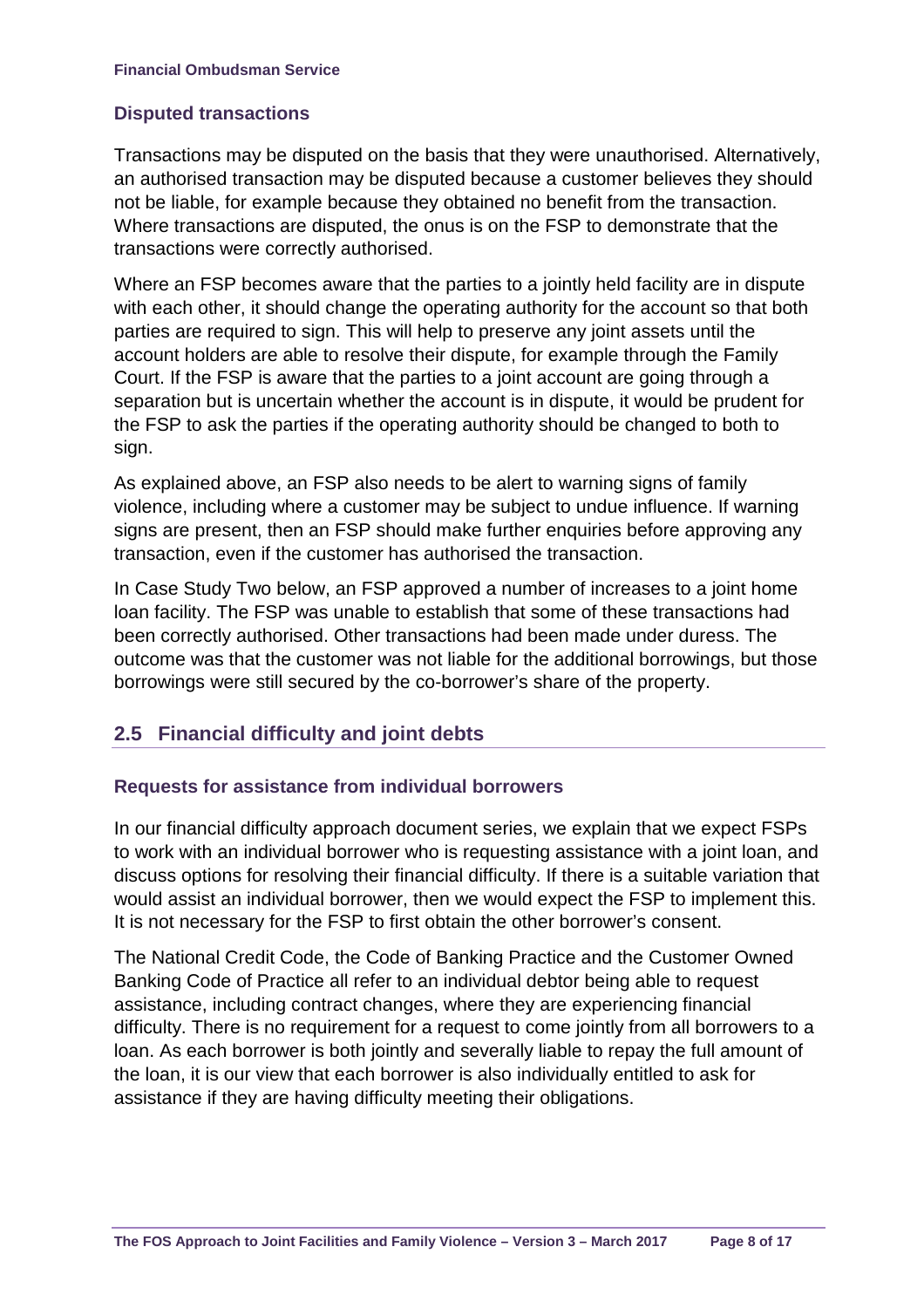### Disputed transactions

Transactions may be disputed on the basis that they were unauthorised. Alternatively, an authorised transaction may be disputed because a customer believes they should not be liable, for example because they obtained no benefit from the transaction. Where transactions are disputed, the onus is on the FSP to demonstrate that the transactions were correctly authorised.

Where an FSP becomes aware that the parties to a jointly held facility are in dispute with each other, it should change the operating authority for the account so that both parties are required to sign. This will help to preserve any joint assets until the account holders are able to resolve their dispute, for example through the Family Court. If the FSP is aware that the parties to a joint account are going through a separation but is uncertain whether the account is in dispute, it would be prudent for the FSP to ask the parties if the operating authority should be changed to both to sign.

As explained above, an FSP also needs to be alert to warning signs of family violence, including where a customer may be subject to undue influence. If warning signs are present, then an FSP should make further enquiries before approving any transaction, even if the customer has authorised the transaction.

In Case Study Two below, an FSP approved a number of increases to a joint home loan facility. The FSP was unable to establish that some of these transactions had been correctly authorised. Other transactions had been made under duress. The outcome was that the customer was not liable for the additional borrowings, but those borrowings were still secured by the co-borrower's share of the property.

## 2.5 Financial difficulty and joint debts

### Requests for assistance from individual borrowers

In our financial difficulty approach document series, we explain that we expect FSPs to work with an individual borrower who is requesting assistance with a joint loan, and discuss options for resolving their financial difficulty. If there is a suitable variation that would assist an individual borrower, then we would expect the FSP to implement this. It is not necessary for the FSP to first obtain the other borrower's consent.

The National Credit Code, the Code of Banking Practice and the Customer Owned Banking Code of Practice all refer to an individual debtor being able to request assistance, including contract changes, where they are experiencing financial difficulty. There is no requirement for a request to come jointly from all borrowers to a loan. As each borrower is both jointly and severally liable to repay the full amount of the loan, it is our view that each borrower is also individually entitled to ask for assistance if they are having difficulty meeting their obligations.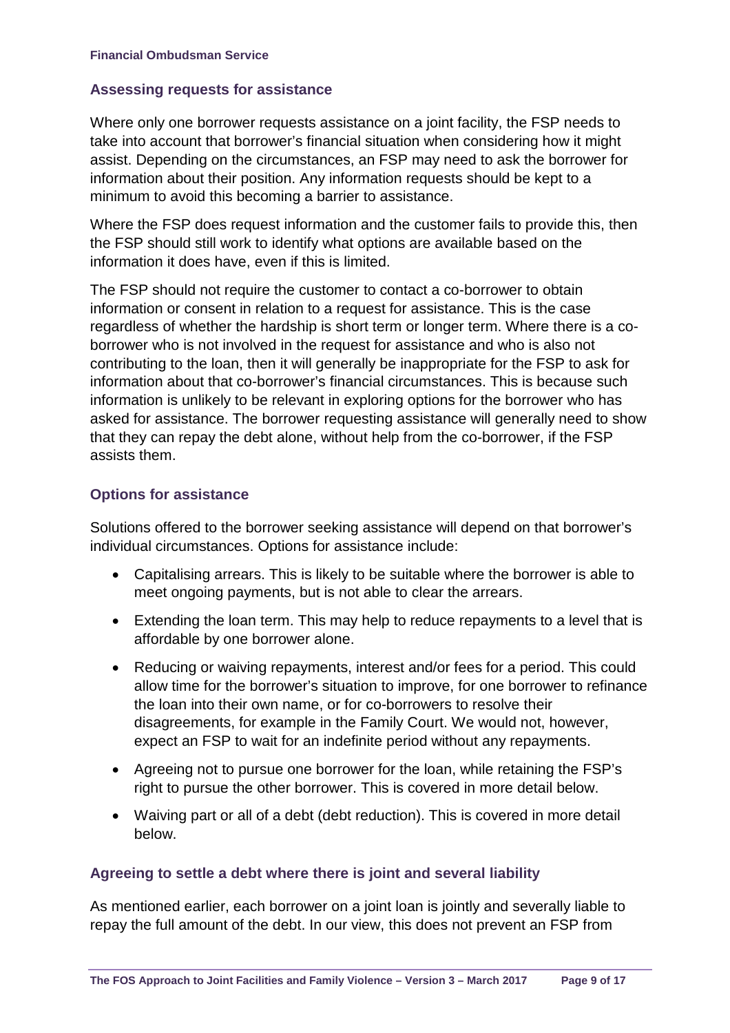## Assessing requests for assistance

Where only one borrower requests assistance on a joint facility, the FSP needs to take into account that borrower's financial situation when considering how it might assist. Depending on the circumstances, an FSP may need to ask the borrower for information about their position. Any information requests should be kept to a minimum to avoid this becoming a barrier to assistance.

Where the FSP does request information and the customer fails to provide this, then the FSP should still work to identify what options are available based on the information it does have, even if this is limited.

The FSP should not require the customer to contact a co-borrower to obtain information or consent in relation to a request for assistance. This is the case regardless of whether the hardship is short term or longer term. Where there is a co-borrower who is not involved in the request for assistance and who is also not contributing to the loan, then it will generally be inappropriate for the FSP to ask for information about that co-borrower's financial circumstances. This is because such information is unlikely to be relevant in exploring options for the borrower who has asked for assistance. The borrower requesting assistance will generally need to show that they can repay the debt alone, without help from the co-borrower, if the FSP assists them.

## Options for assistance

Solutions offered to the borrower seeking assistance will depend on that borrower's individual circumstances. Options for assistance include:

- Capitalising arrears. This is likely to be suitable where the borrower is able to meet ongoing payments, but is not able to clear the arrears.
- Extending the loan term. This may help to reduce repayments to a level that is affordable by one borrower alone.
- Reducing or waiving repayments, interest and/or fees for a period. This could allow time for the borrower's situation to improve, for one borrower to refinance the loan into their own name, or for co-borrowers to resolve their disagreements, for example in the Family Court. We would not, however, expect an FSP to wait for an indefinite period without any repayments.
- Agreeing not to pursue one borrower for the loan, while retaining the FSP's right to pursue the other borrower. This is covered in more detail below.
- Waiving part or all of a debt (debt reduction). This is covered in more detail below.

## Agreeing to settle a debt where there is joint and several liability

As mentioned earlier, each borrower on a joint loan is jointly and severally liable to repay the full amount of the debt. In our view, this does not prevent an FSP from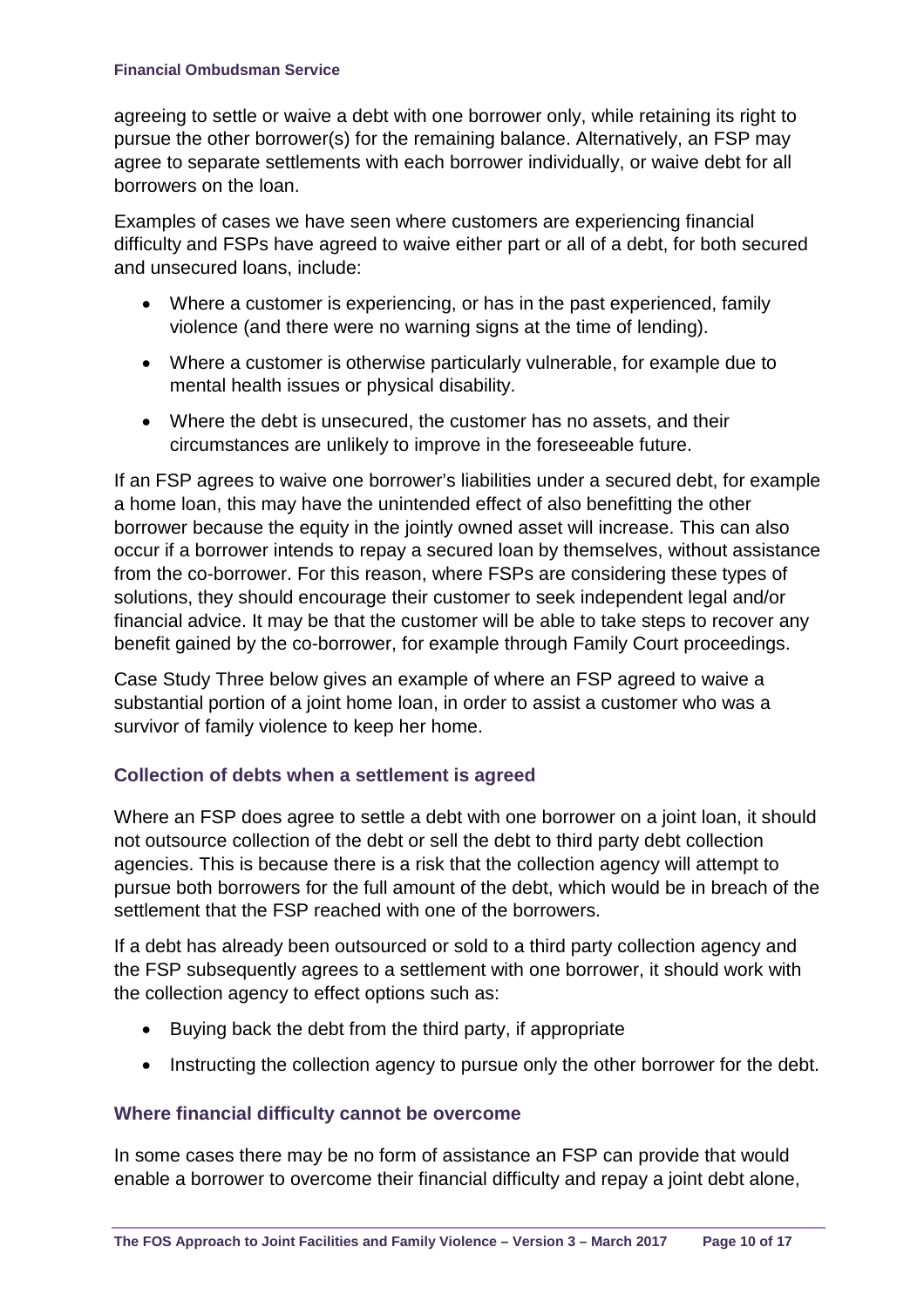agreeing to settle or waive a debt with one borrower only, while retaining its right to pursue the other borrower(s) for the remaining balance. Alternatively, an FSP may agree to separate settlements with each borrower individually, or waive debt for all borrowers on the loan.

Examples of cases we have seen where customers are experiencing financial difficulty and FSPs have agreed to waive either part or all of a debt, for both secured and unsecured loans, include:

- Where a customer is experiencing, or has in the past experienced, family violence (and there were no warning signs at the time of lending).
- Where a customer is otherwise particularly vulnerable, for example due to mental health issues or physical disability.
- Where the debt is unsecured, the customer has no assets, and their circumstances are unlikely to improve in the foreseeable future.

If an FSP agrees to waive one borrower's liabilities under a secured debt, for example a home loan, this may have the unintended effect of also benefitting the other borrower because the equity in the jointly owned asset will increase. This can also occur if a borrower intends to repay a secured loan by themselves, without assistance from the co-borrower. For this reason, where FSPs are considering these types of solutions, they should encourage their customer to seek independent legal and/or financial advice. It may be that the customer will be able to take steps to recover any benefit gained by the co-borrower, for example through Family Court proceedings.

Case Study Three below gives an example of where an FSP agreed to waive a substantial portion of a joint home loan, in order to assist a customer who was a survivor of family violence to keep her home.

### Collection of debts when a settlement is agreed

Where an FSP does agree to settle a debt with one borrower on a joint loan, it should not outsource collection of the debt or sell the debt to third party debt collection agencies. This is because there is a risk that the collection agency will attempt to pursue both borrowers for the full amount of the debt, which would be in breach of the settlement that the FSP reached with one of the borrowers.

If a debt has already been outsourced or sold to a third party collection agency and the FSP subsequently agrees to a settlement with one borrower, it should work with the collection agency to effect options such as:

- Buying back the debt from the third party, if appropriate
- Instructing the collection agency to pursue only the other borrower for the debt.

### Where financial difficulty cannot be overcome

In some cases there may be no form of assistance an FSP can provide that would enable a borrower to overcome their financial difficulty and repay a joint debt alone,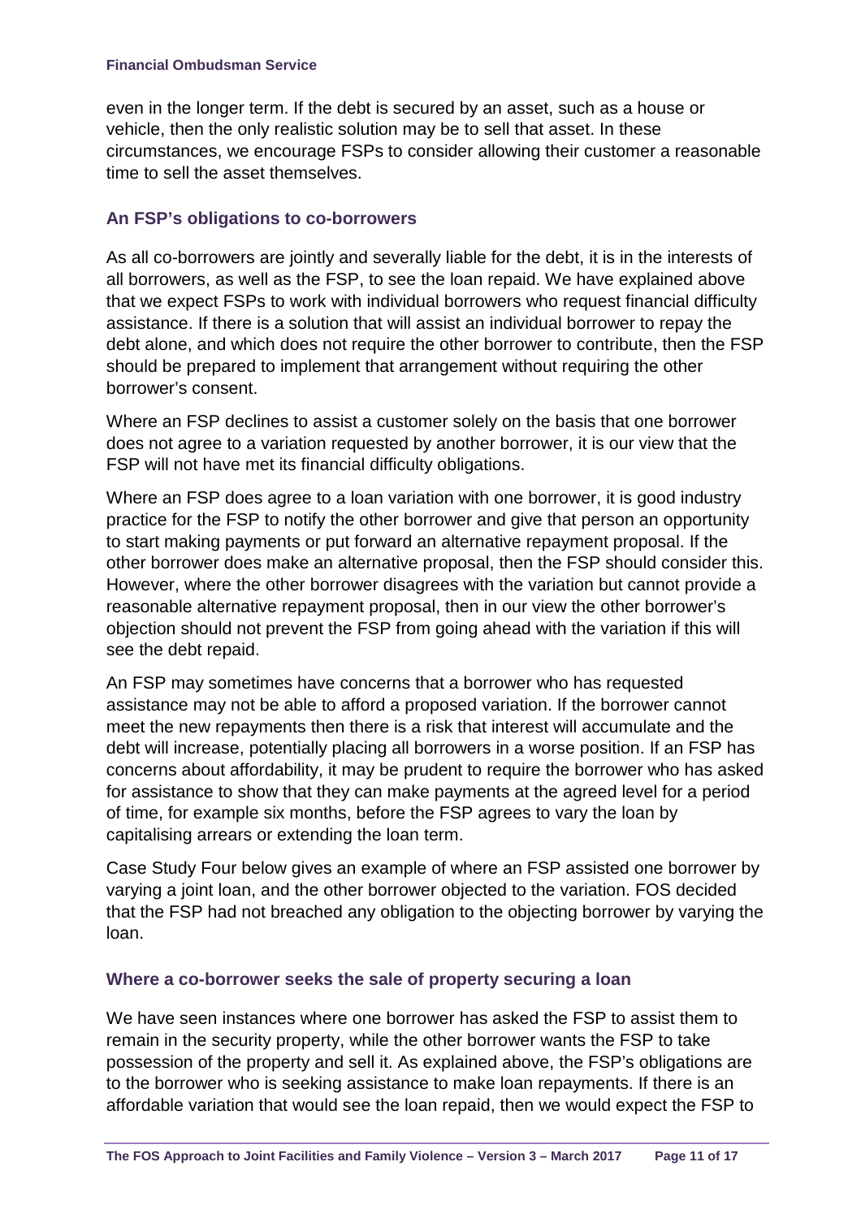even in the longer term. If the debt is secured by an asset, such as a house or vehicle, then the only realistic solution may be to sell that asset. In these circumstances, we encourage FSPs to consider allowing their customer a reasonable time to sell the asset themselves.

### An FSP's obligations to co-borrowers

As all co-borrowers are jointly and severally liable for the debt, it is in the interests of all borrowers, as well as the FSP, to see the loan repaid. We have explained above that we expect FSPs to work with individual borrowers who request financial difficulty assistance. If there is a solution that will assist an individual borrower to repay the debt alone, and which does not require the other borrower to contribute, then the FSP should be prepared to implement that arrangement without requiring the other borrower's consent.

Where an FSP declines to assist a customer solely on the basis that one borrower does not agree to a variation requested by another borrower, it is our view that the FSP will not have met its financial difficulty obligations.

Where an FSP does agree to a loan variation with one borrower, it is good industry practice for the FSP to notify the other borrower and give that person an opportunity to start making payments or put forward an alternative repayment proposal. If the other borrower does make an alternative proposal, then the FSP should consider this. However, where the other borrower disagrees with the variation but cannot provide a reasonable alternative repayment proposal, then in our view the other borrower's objection should not prevent the FSP from going ahead with the variation if this will see the debt repaid.

An FSP may sometimes have concerns that a borrower who has requested assistance may not be able to afford a proposed variation. If the borrower cannot meet the new repayments then there is a risk that interest will accumulate and the debt will increase, potentially placing all borrowers in a worse position. If an FSP has concerns about affordability, it may be prudent to require the borrower who has asked for assistance to show that they can make payments at the agreed level for a period of time, for example six months, before the FSP agrees to vary the loan by capitalising arrears or extending the loan term.

Case Study Four below gives an example of where an FSP assisted one borrower by varying a joint loan, and the other borrower objected to the variation. FOS decided that the FSP had not breached any obligation to the objecting borrower by varying the loan.

### Where a co-borrower seeks the sale of property securing a loan

We have seen instances where one borrower has asked the FSP to assist them to remain in the security property, while the other borrower wants the FSP to take possession of the property and sell it. As explained above, the FSP's obligations are to the borrower who is seeking assistance to make loan repayments. If there is an affordable variation that would see the loan repaid, then we would expect the FSP to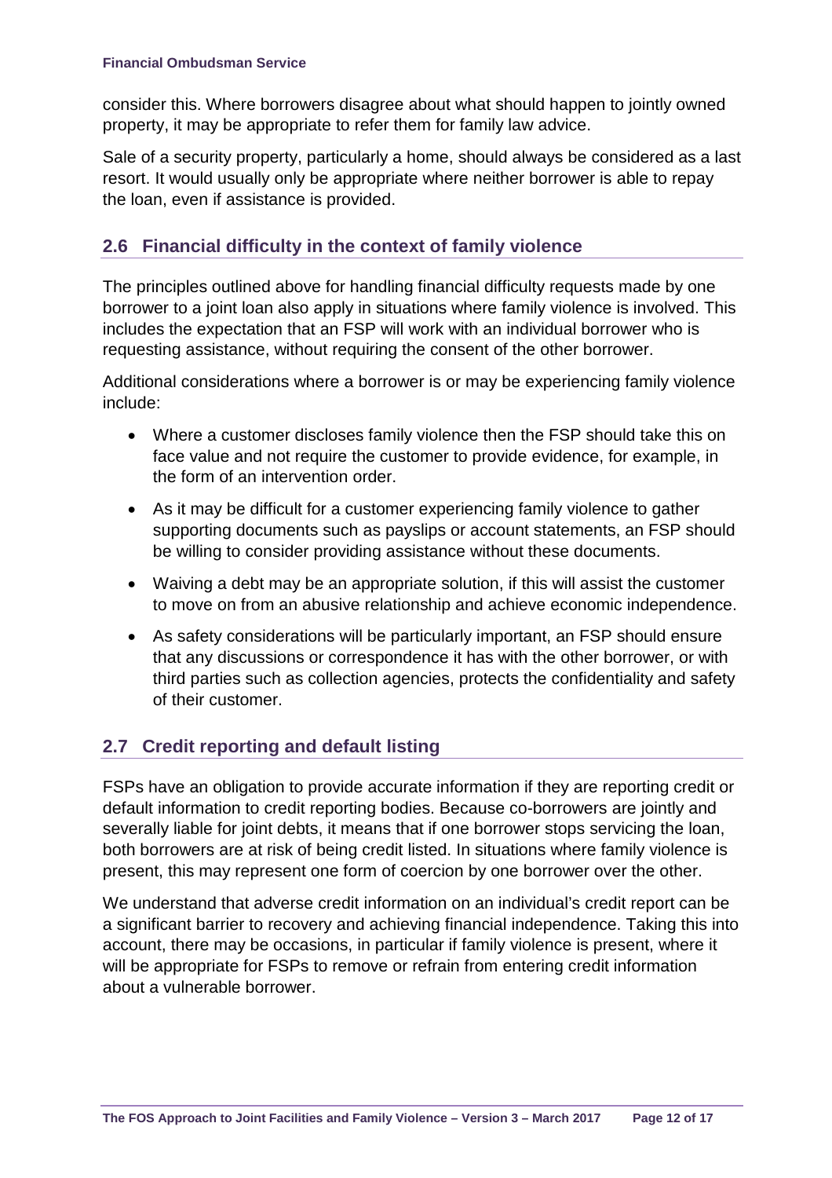consider this. Where borrowers disagree about what should happen to jointly owned property, it may be appropriate to refer them for family law advice.

Sale of a security property, particularly a home, should always be considered as a last resort. It would usually only be appropriate where neither borrower is able to repay the loan, even if assistance is provided.

## 2.6 Financial difficulty in the context of family violence

The principles outlined above for handling financial difficulty requests made by one borrower to a joint loan also apply in situations where family violence is involved. This includes the expectation that an FSP will work with an individual borrower who is requesting assistance, without requiring the consent of the other borrower.

Additional considerations where a borrower is or may be experiencing family violence include:

- Where a customer discloses family violence then the FSP should take this on face value and not require the customer to provide evidence, for example, in the form of an intervention order.
- As it may be difficult for a customer experiencing family violence to gather supporting documents such as payslips or account statements, an FSP should be willing to consider providing assistance without these documents.
- Waiving a debt may be an appropriate solution, if this will assist the customer to move on from an abusive relationship and achieve economic independence.
- As safety considerations will be particularly important, an FSP should ensure that any discussions or correspondence it has with the other borrower, or with third parties such as collection agencies, protects the confidentiality and safety of their customer.

## 2.7 Credit reporting and default listing

FSPs have an obligation to provide accurate information if they are reporting credit or default information to credit reporting bodies. Because co-borrowers are jointly and severally liable for joint debts, it means that if one borrower stops servicing the loan, both borrowers are at risk of being credit listed. In situations where family violence is present, this may represent one form of coercion by one borrower over the other.

We understand that adverse credit information on an individual's credit report can be a significant barrier to recovery and achieving financial independence. Taking this into account, there may be occasions, in particular if family violence is present, where it will be appropriate for FSPs to remove or refrain from entering credit information about a vulnerable borrower.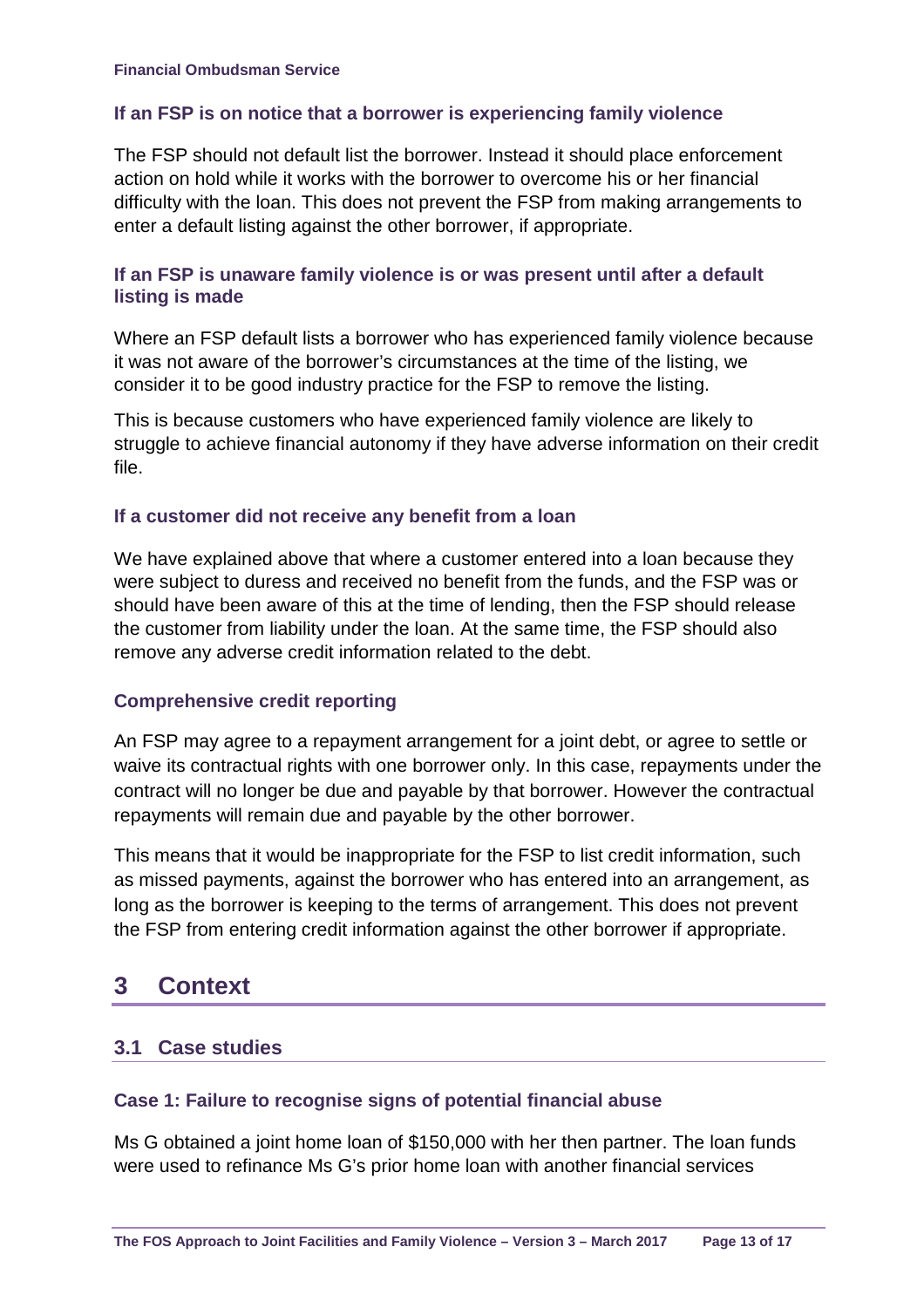### If an FSP is on notice that a borrower is experiencing family violence

The FSP should not default list the borrower. Instead it should place enforcement action on hold while it works with the borrower to overcome his or her financial difficulty with the loan. This does not prevent the FSP from making arrangements to enter a default listing against the other borrower, if appropriate.

### If an FSP is unaware family violence is or was present until after a default listing is made

Where an FSP default lists a borrower who has experienced family violence because it was not aware of the borrower's circumstances at the time of the listing, we consider it to be good industry practice for the FSP to remove the listing.

This is because customers who have experienced family violence are likely to struggle to achieve financial autonomy if they have adverse information on their credit file.

### If a customer did not receive any benefit from a loan

We have explained above that where a customer entered into a loan because they were subject to duress and received no benefit from the funds, and the FSP was or should have been aware of this at the time of lending, then the FSP should release the customer from liability under the loan. At the same time, the FSP should also remove any adverse credit information related to the debt.

### Comprehensive credit reporting

An FSP may agree to a repayment arrangement for a joint debt, or agree to settle or waive its contractual rights with one borrower only. In this case, repayments under the contract will no longer be due and payable by that borrower. However the contractual repayments will remain due and payable by the other borrower.

This means that it would be inappropriate for the FSP to list credit information, such as missed payments, against the borrower who has entered into an arrangement, as long as the borrower is keeping to the terms of arrangement. This does not prevent the FSP from entering credit information against the other borrower if appropriate.

# 3 Context

## 3.1 Case studies

### Case 1: Failure to recognise signs of potential financial abuse

Ms G obtained a joint home loan of $150,000 with her then partner. The loan funds were used to refinance Ms G's prior home loan with another financial services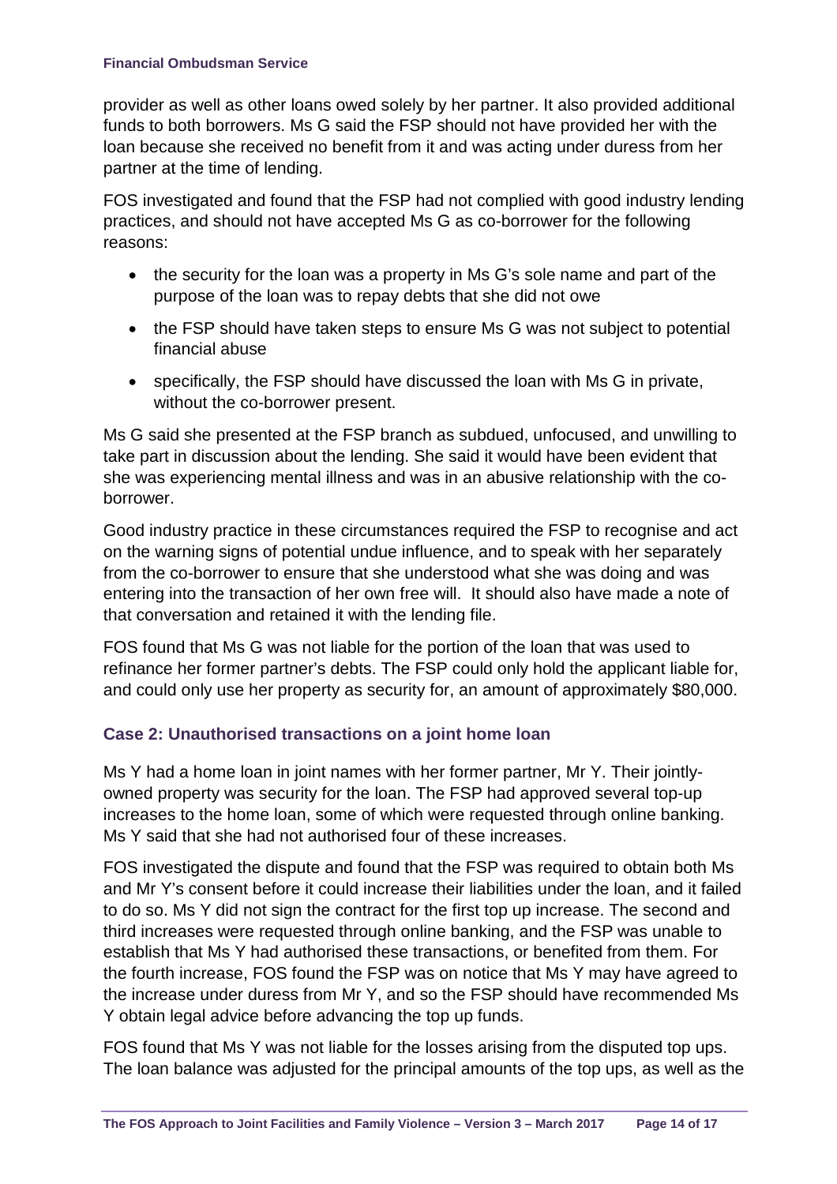provider as well as other loans owed solely by her partner. It also provided additional funds to both borrowers. Ms G said the FSP should not have provided her with the loan because she received no benefit from it and was acting under duress from her partner at the time of lending.

FOS investigated and found that the FSP had not complied with good industry lending practices, and should not have accepted Ms G as co-borrower for the following reasons:

- the security for the loan was a property in Ms G's sole name and part of the purpose of the loan was to repay debts that she did not owe
- the FSP should have taken steps to ensure Ms G was not subject to potential financial abuse
- specifically, the FSP should have discussed the loan with Ms G in private, without the co-borrower present.

Ms G said she presented at the FSP branch as subdued, unfocused, and unwilling to take part in discussion about the lending. She said it would have been evident that she was experiencing mental illness and was in an abusive relationship with the co-borrower.

Good industry practice in these circumstances required the FSP to recognise and act on the warning signs of potential undue influence, and to speak with her separately from the co-borrower to ensure that she understood what she was doing and was entering into the transaction of her own free will. It should also have made a note of that conversation and retained it with the lending file.

FOS found that Ms G was not liable for the portion of the loan that was used to refinance her former partner's debts. The FSP could only hold the applicant liable for, and could only use her property as security for, an amount of approximately $80,000.

### Case 2: Unauthorised transactions on a joint home loan

Ms Y had a home loan in joint names with her former partner, Mr Y. Their jointly-owned property was security for the loan. The FSP had approved several top-up increases to the home loan, some of which were requested through online banking. Ms Y said that she had not authorised four of these increases.

FOS investigated the dispute and found that the FSP was required to obtain both Ms and Mr Y's consent before it could increase their liabilities under the loan, and it failed to do so. Ms Y did not sign the contract for the first top up increase. The second and third increases were requested through online banking, and the FSP was unable to establish that Ms Y had authorised these transactions, or benefited from them. For the fourth increase, FOS found the FSP was on notice that Ms Y may have agreed to the increase under duress from Mr Y, and so the FSP should have recommended Ms Y obtain legal advice before advancing the top up funds.

FOS found that Ms Y was not liable for the losses arising from the disputed top ups. The loan balance was adjusted for the principal amounts of the top ups, as well as the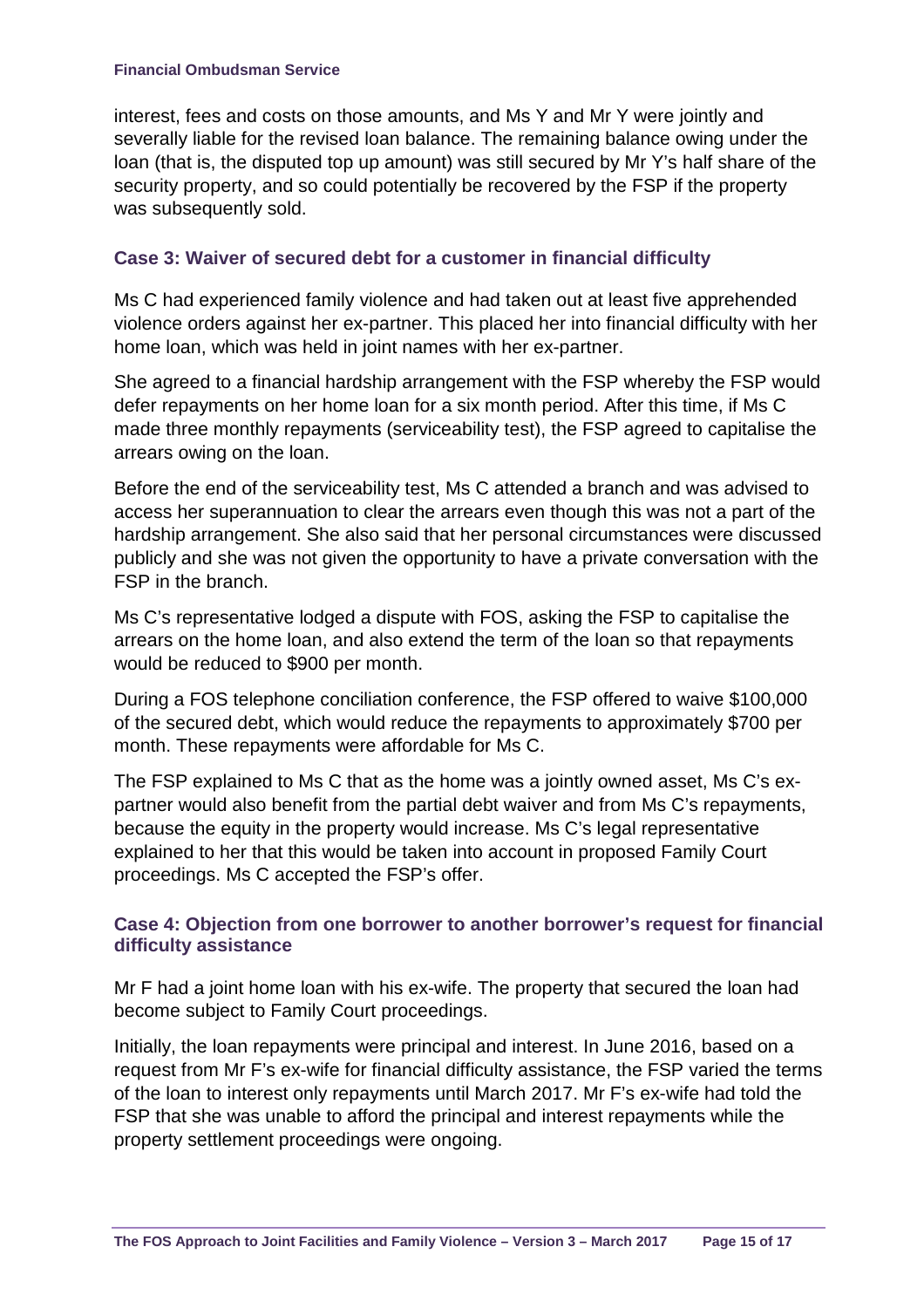interest, fees and costs on those amounts, and Ms Y and Mr Y were jointly and severally liable for the revised loan balance. The remaining balance owing under the loan (that is, the disputed top up amount) was still secured by Mr Y's half share of the security property, and so could potentially be recovered by the FSP if the property was subsequently sold.

### Case 3: Waiver of secured debt for a customer in financial difficulty

Ms C had experienced family violence and had taken out at least five apprehended violence orders against her ex-partner. This placed her into financial difficulty with her home loan, which was held in joint names with her ex-partner.

She agreed to a financial hardship arrangement with the FSP whereby the FSP would defer repayments on her home loan for a six month period. After this time, if Ms C made three monthly repayments (serviceability test), the FSP agreed to capitalise the arrears owing on the loan.

Before the end of the serviceability test, Ms C attended a branch and was advised to access her superannuation to clear the arrears even though this was not a part of the hardship arrangement. She also said that her personal circumstances were discussed publicly and she was not given the opportunity to have a private conversation with the FSP in the branch.

Ms C's representative lodged a dispute with FOS, asking the FSP to capitalise the arrears on the home loan, and also extend the term of the loan so that repayments would be reduced to $900 per month.

During a FOS telephone conciliation conference, the FSP offered to waive $100,000 of the secured debt, which would reduce the repayments to approximately $700 per month. These repayments were affordable for Ms C.

The FSP explained to Ms C that as the home was a jointly owned asset, Ms C's ex-partner would also benefit from the partial debt waiver and from Ms C's repayments, because the equity in the property would increase. Ms C's legal representative explained to her that this would be taken into account in proposed Family Court proceedings. Ms C accepted the FSP's offer.

### Case 4: Objection from one borrower to another borrower's request for financial difficulty assistance

Mr F had a joint home loan with his ex-wife. The property that secured the loan had become subject to Family Court proceedings.

Initially, the loan repayments were principal and interest. In June 2016, based on a request from Mr F's ex-wife for financial difficulty assistance, the FSP varied the terms of the loan to interest only repayments until March 2017. Mr F's ex-wife had told the FSP that she was unable to afford the principal and interest repayments while the property settlement proceedings were ongoing.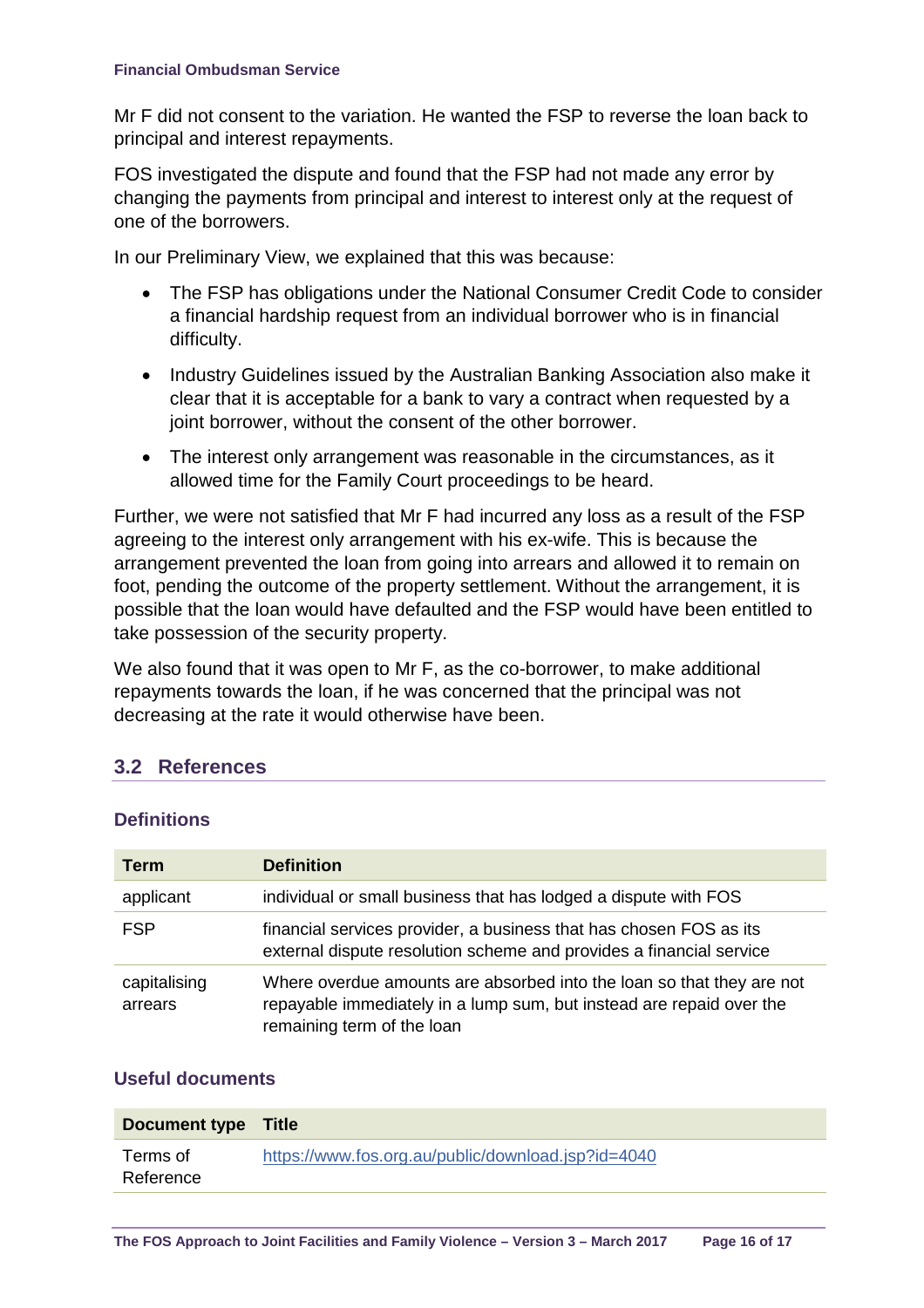Mr F did not consent to the variation. He wanted the FSP to reverse the loan back to principal and interest repayments.

FOS investigated the dispute and found that the FSP had not made any error by changing the payments from principal and interest to interest only at the request of one of the borrowers.

In our Preliminary View, we explained that this was because:

- The FSP has obligations under the National Consumer Credit Code to consider a financial hardship request from an individual borrower who is in financial difficulty.
- Industry Guidelines issued by the Australian Banking Association also make it clear that it is acceptable for a bank to vary a contract when requested by a joint borrower, without the consent of the other borrower.
- The interest only arrangement was reasonable in the circumstances, as it allowed time for the Family Court proceedings to be heard.

Further, we were not satisfied that Mr F had incurred any loss as a result of the FSP agreeing to the interest only arrangement with his ex-wife. This is because the arrangement prevented the loan from going into arrears and allowed it to remain on foot, pending the outcome of the property settlement. Without the arrangement, it is possible that the loan would have defaulted and the FSP would have been entitled to take possession of the security property.

We also found that it was open to Mr F, as the co-borrower, to make additional repayments towards the loan, if he was concerned that the principal was not decreasing at the rate it would otherwise have been.

## 3.2 References

### Definitions

| Term | Definition |
|---|---|
| applicant | individual or small business that has lodged a dispute with FOS |
| FSP | financial services provider, a business that has chosen FOS as its external dispute resolution scheme and provides a financial service |
| capitalising arrears | Where overdue amounts are absorbed into the loan so that they are not repayable immediately in a lump sum, but instead are repaid over the remaining term of the loan |

### Useful documents

| Document type | Title |
|---|---|
| Terms of Reference | https://www.fos.org.au/public/download.jsp?id=4040 |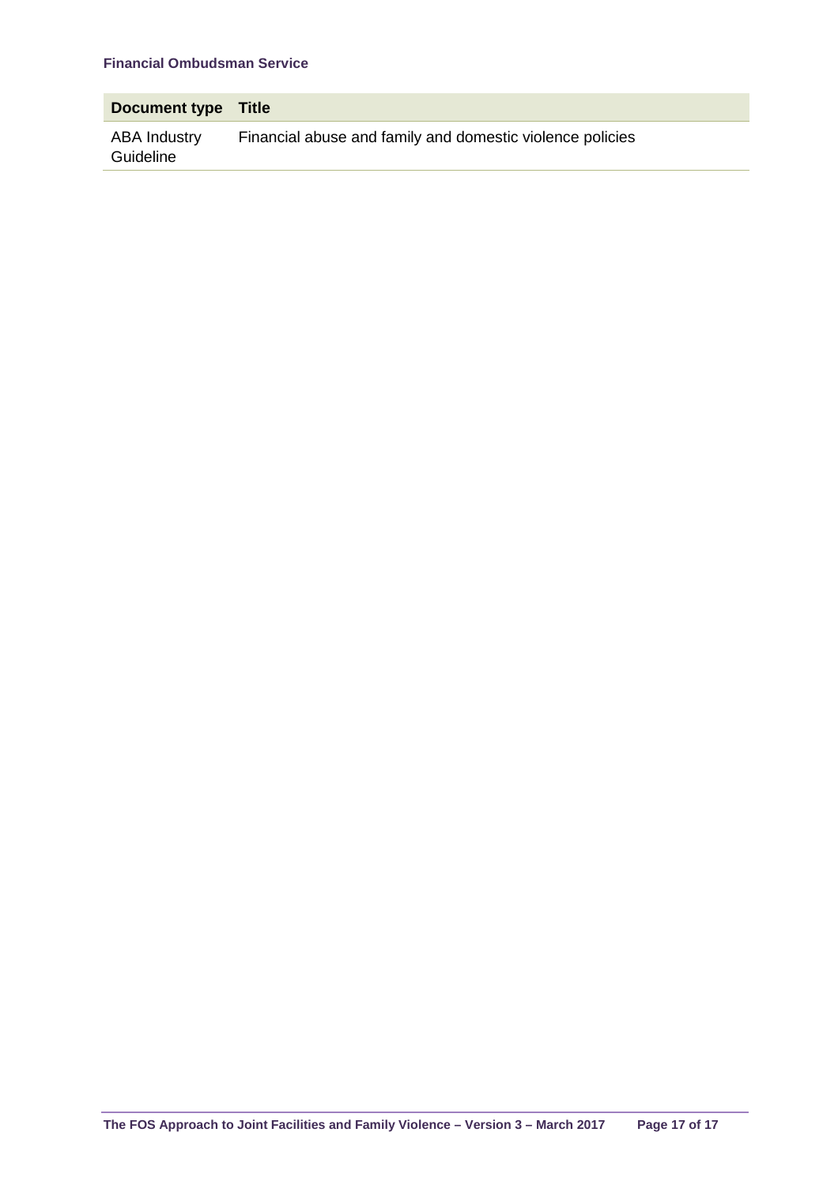| Document type | Title |
| --- | --- |
| ABA Industry Guideline | Financial abuse and family and domestic violence policies |